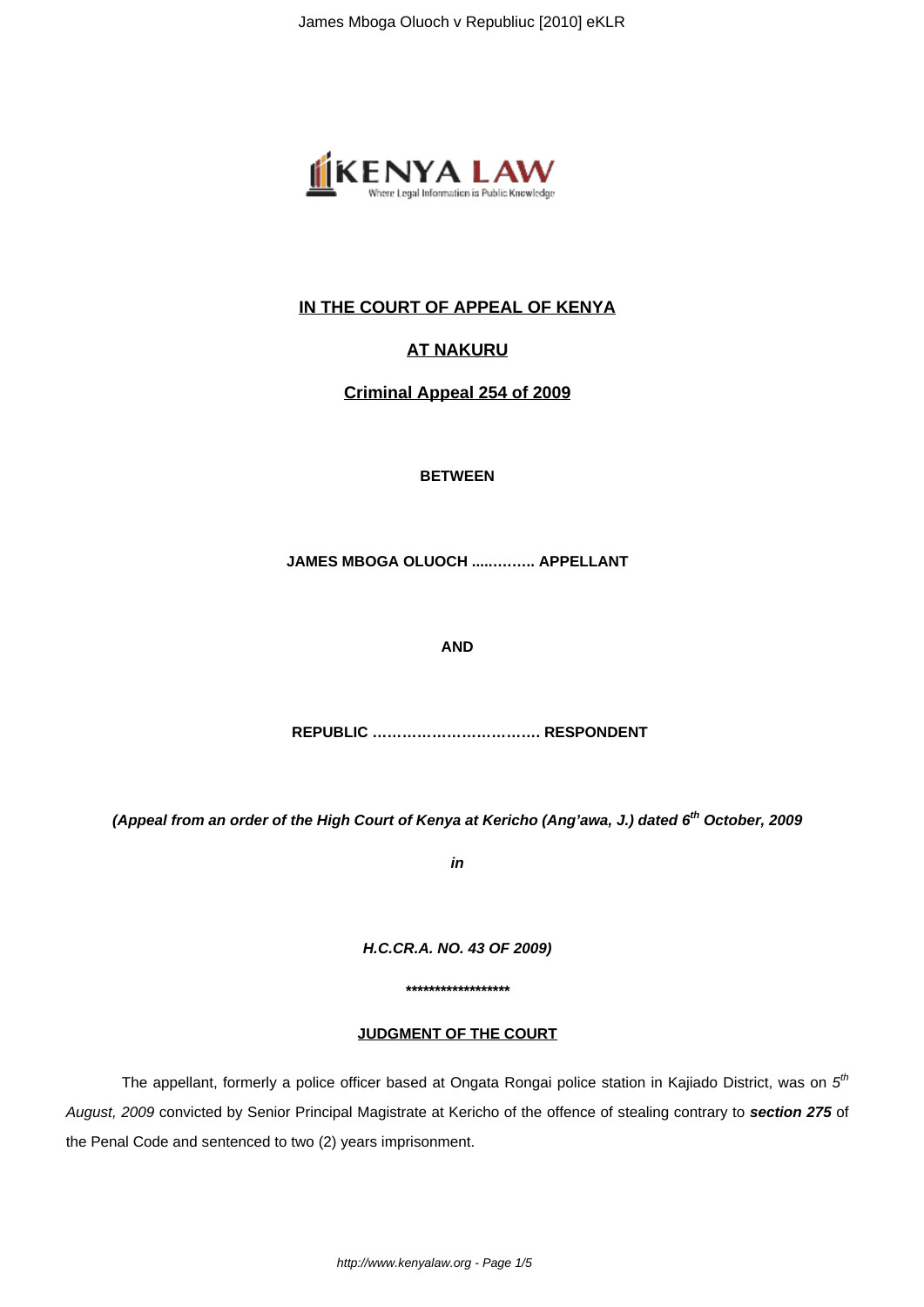**IN THE COURT OF APPEAL OF KENYA**

**AT NAKURU**

**Criminal Appeal 254 of 2009**

**BETWEEN**

**JAMES MBOGA OLUOCH ............. APPELLANT**

**AND**

**REPUBLIC ……………………………. RESPONDENT**

***(Appeal from an order of the High Court of Kenya at Kericho (Ang'awa, J.) dated 6th October, 2009***

***in***

***H.C.CR.A. NO. 43 OF 2009)***

**\*\*\*\*\*\*\*\*\*\*\*\*\*\*\*\*\*\***

**JUDGMENT OF THE COURT**

The appellant, formerly a police officer based at Ongata Rongai police station in Kajiado District, was on *5th August, 2009* convicted by Senior Principal Magistrate at Kericho of the offence of stealing contrary to ***section 275*** of the Penal Code and sentenced to two (2) years imprisonment.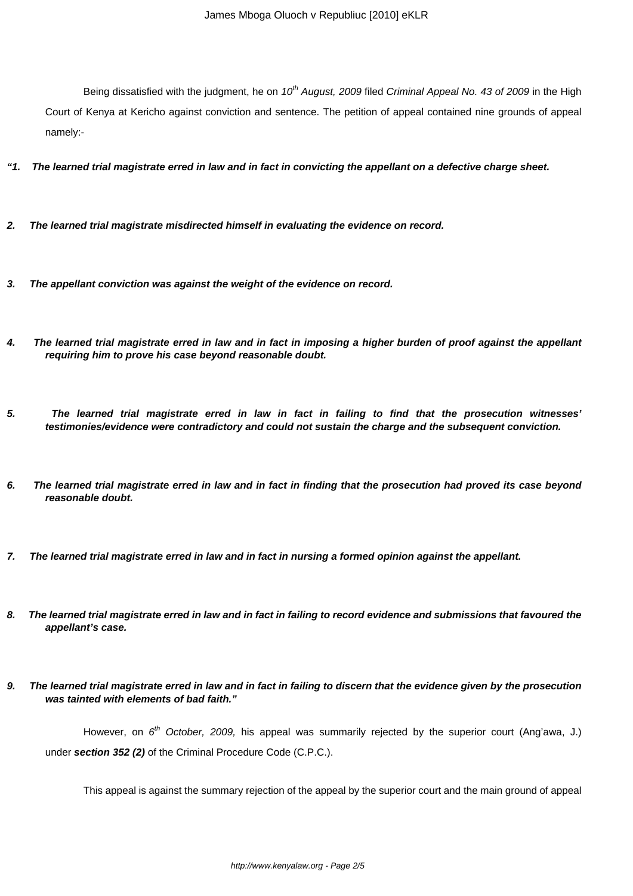Being dissatisfied with the judgment, he on *10th August, 2009* filed *Criminal Appeal No. 43 of 2009* in the High Court of Kenya at Kericho against conviction and sentence. The petition of appeal contained nine grounds of appeal namely:-

***"1. The learned trial magistrate erred in law and in fact in convicting the appellant on a defective charge sheet.***

***2. The learned trial magistrate misdirected himself in evaluating the evidence on record.***

***3. The appellant conviction was against the weight of the evidence on record.***

***4. The learned trial magistrate erred in law and in fact in imposing a higher burden of proof against the appellant requiring him to prove his case beyond reasonable doubt.***

***5. The learned trial magistrate erred in law in fact in failing to find that the prosecution witnesses' testimonies/evidence were contradictory and could not sustain the charge and the subsequent conviction.***

***6. The learned trial magistrate erred in law and in fact in finding that the prosecution had proved its case beyond reasonable doubt.***

***7. The learned trial magistrate erred in law and in fact in nursing a formed opinion against the appellant.***

***8. The learned trial magistrate erred in law and in fact in failing to record evidence and submissions that favoured the appellant's case.***

***9. The learned trial magistrate erred in law and in fact in failing to discern that the evidence given by the prosecution was tainted with elements of bad faith."***

However, on *6th October, 2009,* his appeal was summarily rejected by the superior court (Ang'awa, J.) under ***section 352 (2)*** of the Criminal Procedure Code (C.P.C.).

This appeal is against the summary rejection of the appeal by the superior court and the main ground of appeal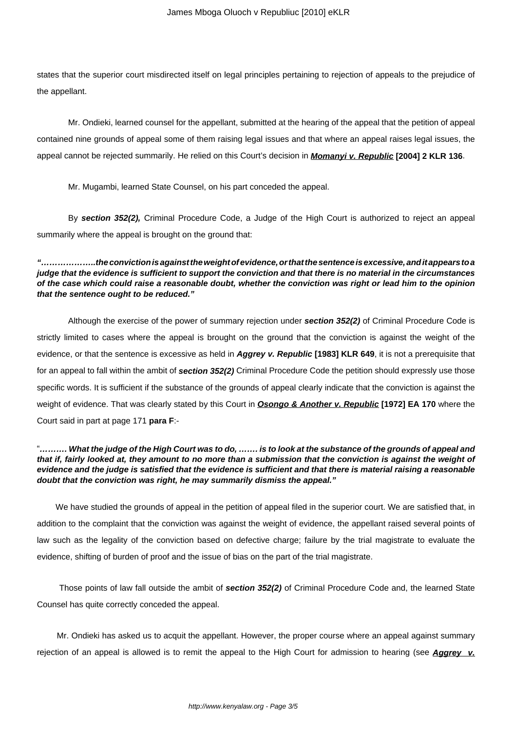states that the superior court misdirected itself on legal principles pertaining to rejection of appeals to the prejudice of the appellant.

Mr. Ondieki, learned counsel for the appellant, submitted at the hearing of the appeal that the petition of appeal contained nine grounds of appeal some of them raising legal issues and that where an appeal raises legal issues, the appeal cannot be rejected summarily. He relied on this Court's decision in **Momanyi v. Republic [2004] 2 KLR 136**.

Mr. Mugambi, learned State Counsel, on his part conceded the appeal.

By ***section 352(2),*** Criminal Procedure Code, a Judge of the High Court is authorized to reject an appeal summarily where the appeal is brought on the ground that:

***"………………..the conviction is against the weight of evidence, or that the sentence is excessive, and it appears to a judge that the evidence is sufficient to support the conviction and that there is no material in the circumstances of the case which could raise a reasonable doubt, whether the conviction was right or lead him to the opinion that the sentence ought to be reduced."***

Although the exercise of the power of summary rejection under ***section 352(2)*** of Criminal Procedure Code is strictly limited to cases where the appeal is brought on the ground that the conviction is against the weight of the evidence, or that the sentence is excessive as held in ***Aggrey v. Republic*** **[1983] KLR 649**, it is not a prerequisite that for an appeal to fall within the ambit of ***section 352(2)*** Criminal Procedure Code the petition should expressly use those specific words. It is sufficient if the substance of the grounds of appeal clearly indicate that the conviction is against the weight of evidence. That was clearly stated by this Court in **Osongo & Another v. Republic [1972] EA 170** where the Court said in part at page 171 **para F**:-

"***………. What the judge of the High Court was to do, ……. is to look at the substance of the grounds of appeal and that if, fairly looked at, they amount to no more than a submission that the conviction is against the weight of evidence and the judge is satisfied that the evidence is sufficient and that there is material raising a reasonable doubt that the conviction was right, he may summarily dismiss the appeal."***

We have studied the grounds of appeal in the petition of appeal filed in the superior court. We are satisfied that, in addition to the complaint that the conviction was against the weight of evidence, the appellant raised several points of law such as the legality of the conviction based on defective charge; failure by the trial magistrate to evaluate the evidence, shifting of burden of proof and the issue of bias on the part of the trial magistrate.

Those points of law fall outside the ambit of ***section 352(2)*** of Criminal Procedure Code and, the learned State Counsel has quite correctly conceded the appeal.

Mr. Ondieki has asked us to acquit the appellant. However, the proper course where an appeal against summary rejection of an appeal is allowed is to remit the appeal to the High Court for admission to hearing (see ***Aggrey v.***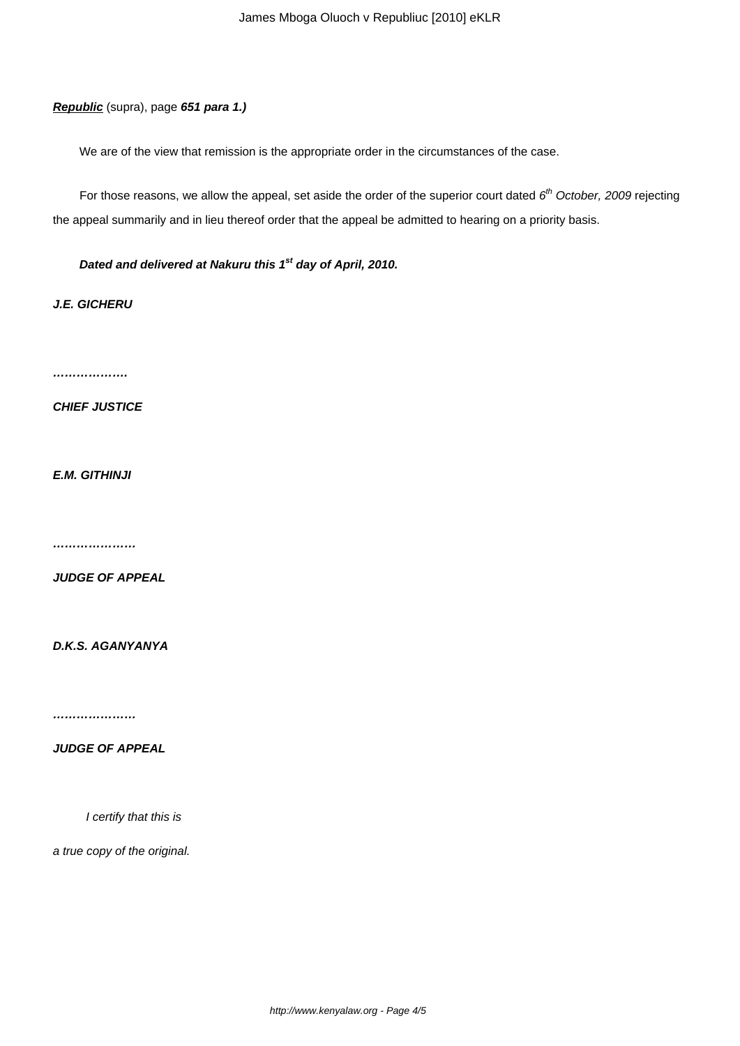***Republic*** (supra), page **651 para 1.)**

We are of the view that remission is the appropriate order in the circumstances of the case.

For those reasons, we allow the appeal, set aside the order of the superior court dated *6th October, 2009* rejecting the appeal summarily and in lieu thereof order that the appeal be admitted to hearing on a priority basis.

***Dated and delivered at Nakuru this 1st day of April, 2010.***

***J.E. GICHERU***

***……………….***

***CHIEF JUSTICE***

***E.M. GITHINJI***

***…………………***

***JUDGE OF APPEAL***

***D.K.S. AGANYANYA***

***…………………***

***JUDGE OF APPEAL***

*I certify that this is*

*a true copy of the original.*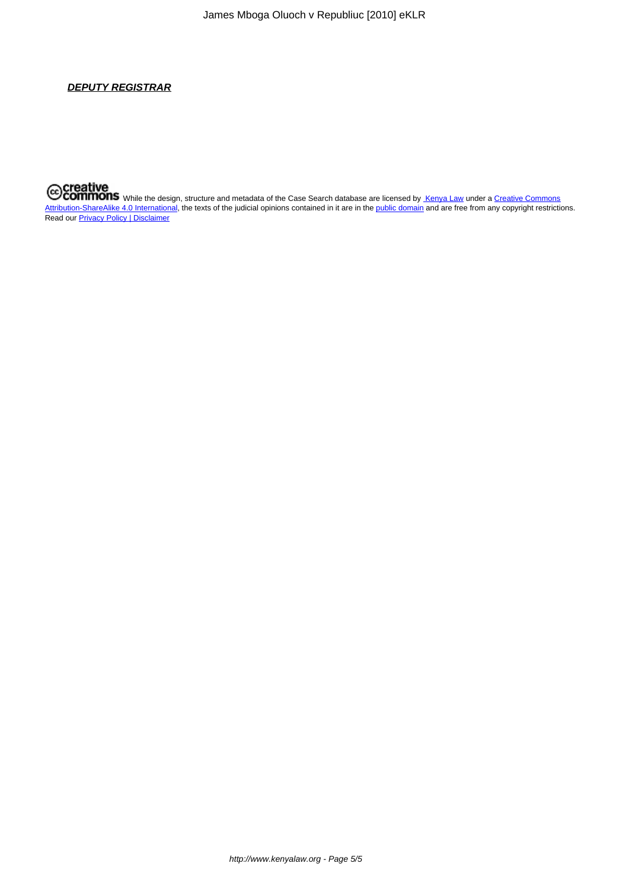***DEPUTY REGISTRAR***

While the design, structure and metadata of the Case Search database are licensed by Kenya Law under a Creative Commons Attribution-ShareAlike 4.0 International, the texts of the judicial opinions contained in it are in the public domain and are free from any copyright restrictions. Read our Privacy Policy | Disclaimer